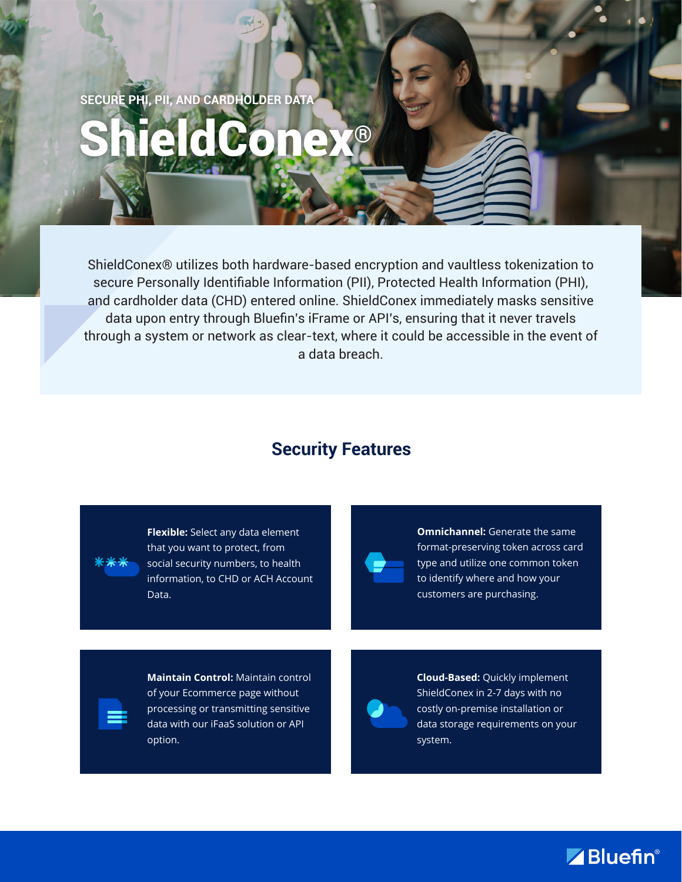SECURE PHI, PII, AND CARDHOLDER DATA

# ShieldConex®

ShieldConex® utilizes both hardware-based encryption and vaultless tokenization to secure Personally Identifiable Information (PII), Protected Health Information (PHI), and cardholder data (CHD) entered online. ShieldConex immediately masks sensitive data upon entry through Bluefin's iFrame or API's, ensuring that it never travels through a system or network as clear-text, where it could be accessible in the event of a data breach.

## Security Features

**Flexible:** Select any data element that you want to protect, from social security numbers, to health information, to CHD or ACH Account Data.

**Omnichannel:** Generate the same format-preserving token across card type and utilize one common token to identify where and how your customers are purchasing.

**Maintain Control:** Maintain control of your Ecommerce page without processing or transmitting sensitive data with our iFaaS solution or API option.

**Cloud-Based:** Quickly implement ShieldConex in 2-7 days with no costly on-premise installation or data storage requirements on your system.

Bluefin®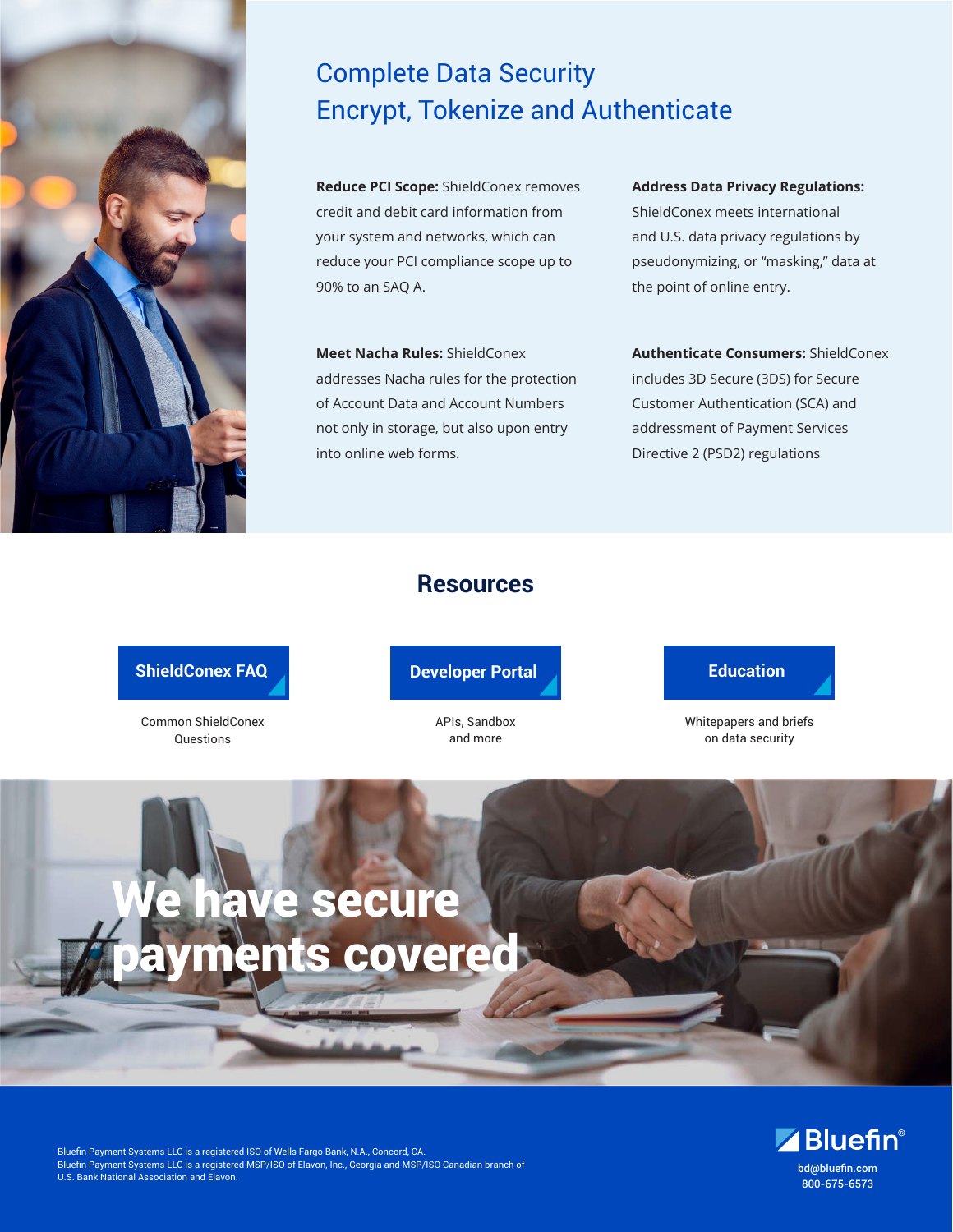# Complete Data Security
# Encrypt, Tokenize and Authenticate

**Reduce PCI Scope:** ShieldConex removes credit and debit card information from your system and networks, which can reduce your PCI compliance scope up to 90% to an SAQ A.

**Meet Nacha Rules:** ShieldConex addresses Nacha rules for the protection of Account Data and Account Numbers not only in storage, but also upon entry into online web forms.

**Address Data Privacy Regulations:** ShieldConex meets international and U.S. data privacy regulations by pseudonymizing, or "masking," data at the point of online entry.

**Authenticate Consumers:** ShieldConex includes 3D Secure (3DS) for Secure Customer Authentication (SCA) and addressment of Payment Services Directive 2 (PSD2) regulations

## Resources

**ShieldConex FAQ**
Common ShieldConex Questions

**Developer Portal**
APIs, Sandbox and more

**Education**
Whitepapers and briefs on data security

# We have secure payments covered

Bluefin Payment Systems LLC is a registered ISO of Wells Fargo Bank, N.A., Concord, CA.
Bluefin Payment Systems LLC is a registered MSP/ISO of Elavon, Inc., Georgia and MSP/ISO Canadian branch of U.S. Bank National Association and Elavon.

Bluefin®
bd@bluefin.com
800-675-6573